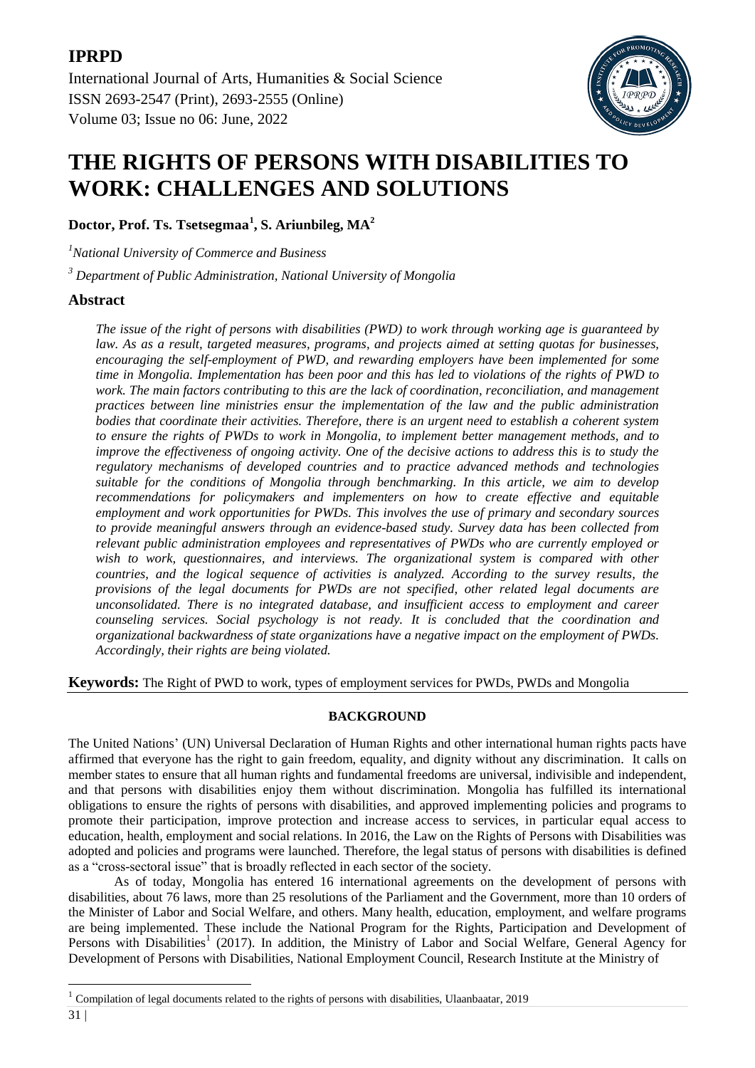# THE RIGHTS OF PERSONS WITH DISABILITIES TO WORK: CHALLENGES AND SOLUTIONS

**Doctor, Prof. Ts. Tsetsegmaa[1], S. Ariunbileg, MA[2]**

*[1]National University of Commerce and Business*

*[3] Department of Public Administration, National University of Mongolia*

## Abstract

*The issue of the right of persons with disabilities (PWD) to work through working age is guaranteed by law. As as a result, targeted measures, programs, and projects aimed at setting quotas for businesses, encouraging the self-employment of PWD, and rewarding employers have been implemented for some time in Mongolia. Implementation has been poor and this has led to violations of the rights of PWD to work. The main factors contributing to this are the lack of coordination, reconciliation, and management practices between line ministries ensur the implementation of the law and the public administration bodies that coordinate their activities. Therefore, there is an urgent need to establish a coherent system to ensure the rights of PWDs to work in Mongolia, to implement better management methods, and to improve the effectiveness of ongoing activity. One of the decisive actions to address this is to study the regulatory mechanisms of developed countries and to practice advanced methods and technologies suitable for the conditions of Mongolia through benchmarking. In this article, we aim to develop recommendations for policymakers and implementers on how to create effective and equitable employment and work opportunities for PWDs. This involves the use of primary and secondary sources to provide meaningful answers through an evidence-based study. Survey data has been collected from relevant public administration employees and representatives of PWDs who are currently employed or wish to work, questionnaires, and interviews. The organizational system is compared with other countries, and the logical sequence of activities is analyzed. According to the survey results, the provisions of the legal documents for PWDs are not specified, other related legal documents are unconsolidated. There is no integrated database, and insufficient access to employment and career counseling services. Social psychology is not ready. It is concluded that the coordination and organizational backwardness of state organizations have a negative impact on the employment of PWDs. Accordingly, their rights are being violated.*

**Keywords:** The Right of PWD to work, types of employment services for PWDs, PWDs and Mongolia

## BACKGROUND

The United Nations' (UN) Universal Declaration of Human Rights and other international human rights pacts have affirmed that everyone has the right to gain freedom, equality, and dignity without any discrimination. It calls on member states to ensure that all human rights and fundamental freedoms are universal, indivisible and independent, and that persons with disabilities enjoy them without discrimination. Mongolia has fulfilled its international obligations to ensure the rights of persons with disabilities, and approved implementing policies and programs to promote their participation, improve protection and increase access to services, in particular equal access to education, health, employment and social relations. In 2016, the Law on the Rights of Persons with Disabilities was adopted and policies and programs were launched. Therefore, the legal status of persons with disabilities is defined as a "cross-sectoral issue" that is broadly reflected in each sector of the society.

As of today, Mongolia has entered 16 international agreements on the development of persons with disabilities, about 76 laws, more than 25 resolutions of the Parliament and the Government, more than 10 orders of the Minister of Labor and Social Welfare, and others. Many health, education, employment, and welfare programs are being implemented. These include the National Program for the Rights, Participation and Development of Persons with Disabilities[1] (2017). In addition, the Ministry of Labor and Social Welfare, General Agency for Development of Persons with Disabilities, National Employment Council, Research Institute at the Ministry of

---

[1] Compilation of legal documents related to the rights of persons with disabilities, Ulaanbaatar, 2019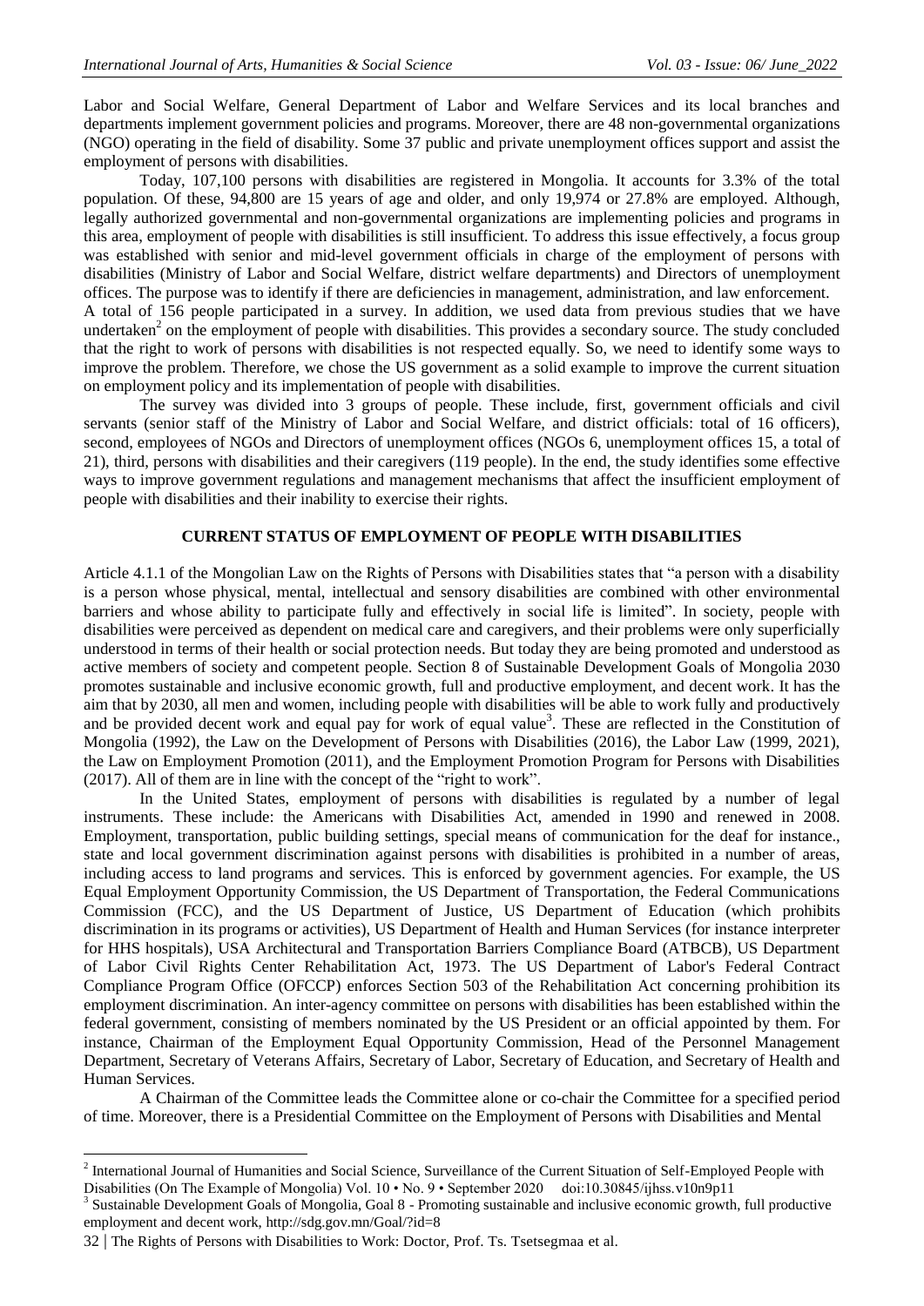Labor and Social Welfare, General Department of Labor and Welfare Services and its local branches and departments implement government policies and programs. Moreover, there are 48 non-governmental organizations (NGO) operating in the field of disability. Some 37 public and private unemployment offices support and assist the employment of persons with disabilities.

Today, 107,100 persons with disabilities are registered in Mongolia. It accounts for 3.3% of the total population. Of these, 94,800 are 15 years of age and older, and only 19,974 or 27.8% are employed. Although, legally authorized governmental and non-governmental organizations are implementing policies and programs in this area, employment of people with disabilities is still insufficient. To address this issue effectively, a focus group was established with senior and mid-level government officials in charge of the employment of persons with disabilities (Ministry of Labor and Social Welfare, district welfare departments) and Directors of unemployment offices. The purpose was to identify if there are deficiencies in management, administration, and law enforcement.

A total of 156 people participated in a survey. In addition, we used data from previous studies that we have undertaken[2] on the employment of people with disabilities. This provides a secondary source. The study concluded that the right to work of persons with disabilities is not respected equally. So, we need to identify some ways to improve the problem. Therefore, we chose the US government as a solid example to improve the current situation on employment policy and its implementation of people with disabilities.

The survey was divided into 3 groups of people. These include, first, government officials and civil servants (senior staff of the Ministry of Labor and Social Welfare, and district officials: total of 16 officers), second, employees of NGOs and Directors of unemployment offices (NGOs 6, unemployment offices 15, a total of 21), third, persons with disabilities and their caregivers (119 people). In the end, the study identifies some effective ways to improve government regulations and management mechanisms that affect the insufficient employment of people with disabilities and their inability to exercise their rights.

## CURRENT STATUS OF EMPLOYMENT OF PEOPLE WITH DISABILITIES

Article 4.1.1 of the Mongolian Law on the Rights of Persons with Disabilities states that "a person with a disability is a person whose physical, mental, intellectual and sensory disabilities are combined with other environmental barriers and whose ability to participate fully and effectively in social life is limited". In society, people with disabilities were perceived as dependent on medical care and caregivers, and their problems were only superficially understood in terms of their health or social protection needs. But today they are being promoted and understood as active members of society and competent people. Section 8 of Sustainable Development Goals of Mongolia 2030 promotes sustainable and inclusive economic growth, full and productive employment, and decent work. It has the aim that by 2030, all men and women, including people with disabilities will be able to work fully and productively and be provided decent work and equal pay for work of equal value[3]. These are reflected in the Constitution of Mongolia (1992), the Law on the Development of Persons with Disabilities (2016), the Labor Law (1999, 2021), the Law on Employment Promotion (2011), and the Employment Promotion Program for Persons with Disabilities (2017). All of them are in line with the concept of the "right to work".

In the United States, employment of persons with disabilities is regulated by a number of legal instruments. These include: the Americans with Disabilities Act, amended in 1990 and renewed in 2008. Employment, transportation, public building settings, special means of communication for the deaf for instance., state and local government discrimination against persons with disabilities is prohibited in a number of areas, including access to land programs and services. This is enforced by government agencies. For example, the US Equal Employment Opportunity Commission, the US Department of Transportation, the Federal Communications Commission (FCC), and the US Department of Justice, US Department of Education (which prohibits discrimination in its programs or activities), US Department of Health and Human Services (for instance interpreter for HHS hospitals), USA Architectural and Transportation Barriers Compliance Board (ATBCB), US Department of Labor Civil Rights Center Rehabilitation Act, 1973. The US Department of Labor's Federal Contract Compliance Program Office (OFCCP) enforces Section 503 of the Rehabilitation Act concerning prohibition its employment discrimination. An inter-agency committee on persons with disabilities has been established within the federal government, consisting of members nominated by the US President or an official appointed by them. For instance, Chairman of the Employment Equal Opportunity Commission, Head of the Personnel Management Department, Secretary of Veterans Affairs, Secretary of Labor, Secretary of Education, and Secretary of Health and Human Services.

A Chairman of the Committee leads the Committee alone or co-chair the Committee for a specified period of time. Moreover, there is a Presidential Committee on the Employment of Persons with Disabilities and Mental

---

[2] International Journal of Humanities and Social Science, Surveillance of the Current Situation of Self-Employed People with Disabilities (On The Example of Mongolia) Vol. 10 • No. 9 • September 2020 doi:10.30845/ijhss.v10n9p11

[3] Sustainable Development Goals of Mongolia, Goal 8 - Promoting sustainable and inclusive economic growth, full productive employment and decent work, http://sdg.gov.mn/Goal/?id=8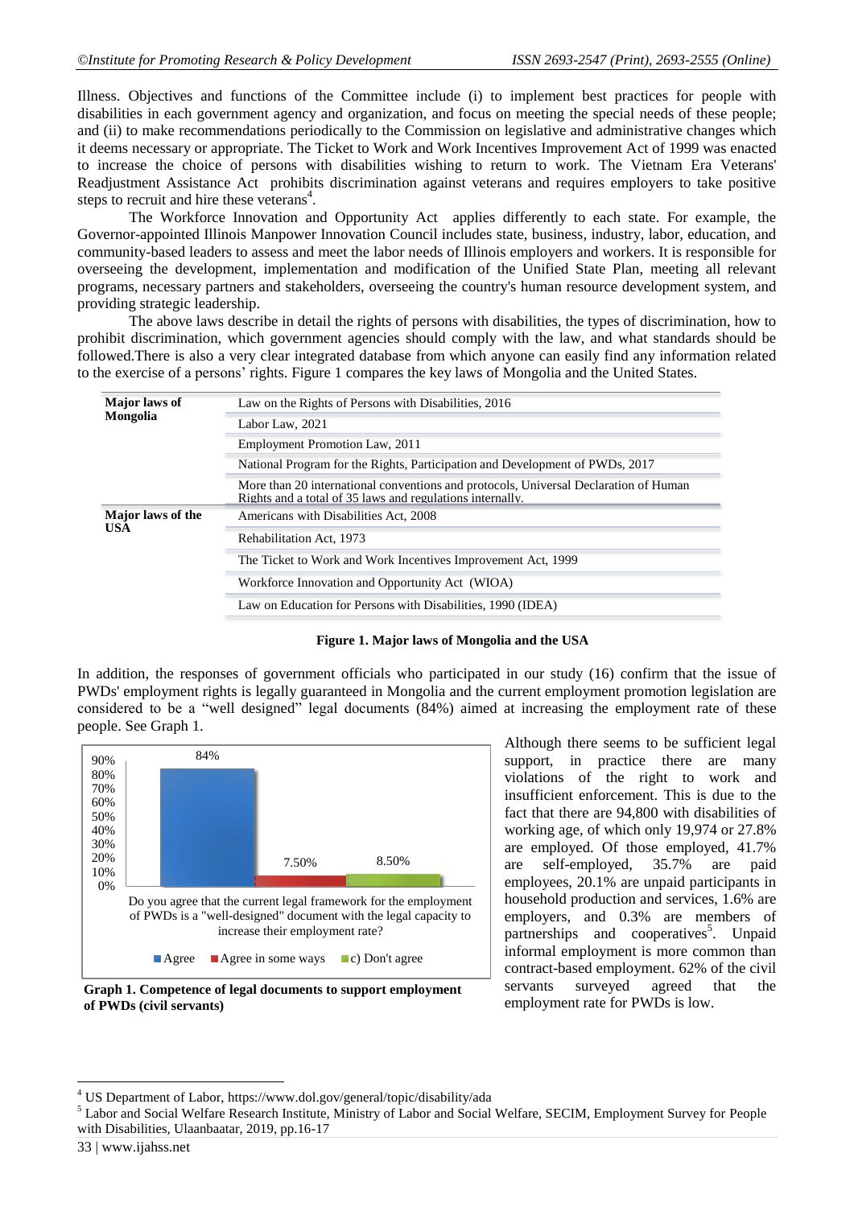Illness. Objectives and functions of the Committee include (i) to implement best practices for people with disabilities in each government agency and organization, and focus on meeting the special needs of these people; and (ii) to make recommendations periodically to the Commission on legislative and administrative changes which it deems necessary or appropriate. The Ticket to Work and Work Incentives Improvement Act of 1999 was enacted to increase the choice of persons with disabilities wishing to return to work. The Vietnam Era Veterans' Readjustment Assistance Act prohibits discrimination against veterans and requires employers to take positive steps to recruit and hire these veterans[4].

The Workforce Innovation and Opportunity Act applies differently to each state. For example, the Governor-appointed Illinois Manpower Innovation Council includes state, business, industry, labor, education, and community-based leaders to assess and meet the labor needs of Illinois employers and workers. It is responsible for overseeing the development, implementation and modification of the Unified State Plan, meeting all relevant programs, necessary partners and stakeholders, overseeing the country's human resource development system, and providing strategic leadership.

The above laws describe in detail the rights of persons with disabilities, the types of discrimination, how to prohibit discrimination, which government agencies should comply with the law, and what standards should be followed.There is also a very clear integrated database from which anyone can easily find any information related to the exercise of a persons' rights. Figure 1 compares the key laws of Mongolia and the United States.

| | |
|---|---|
| **Major laws of Mongolia** | Law on the Rights of Persons with Disabilities, 2016 |
| | Labor Law, 2021 |
| | Employment Promotion Law, 2011 |
| | National Program for the Rights, Participation and Development of PWDs, 2017 |
| | More than 20 international conventions and protocols, Universal Declaration of Human Rights and a total of 35 laws and regulations internally. |
| **Major laws of the USA** | Americans with Disabilities Act, 2008 |
| | Rehabilitation Act, 1973 |
| | The Ticket to Work and Work Incentives Improvement Act, 1999 |
| | Workforce Innovation and Opportunity Act (WIOA) |
| | Law on Education for Persons with Disabilities, 1990 (IDEA) |

**Figure 1. Major laws of Mongolia and the USA**

In addition, the responses of government officials who participated in our study (16) confirm that the issue of PWDs' employment rights is legally guaranteed in Mongolia and the current employment promotion legislation are considered to be a "well designed" legal documents (84%) aimed at increasing the employment rate of these people. See Graph 1.

Do you agree that the current legal framework for the employment of PWDs is a "well-designed" document with the legal capacity to increase their employment rate?

| Response | Percentage |
|---|---|
| Agree | 84% |
| Agree in some ways | 7.50% |
| c) Don't agree | 8.50% |

**Graph 1. Competence of legal documents to support employment of PWDs (civil servants)**

Although there seems to be sufficient legal support, in practice there are many violations of the right to work and insufficient enforcement. This is due to the fact that there are 94,800 with disabilities of working age, of which only 19,974 or 27.8% are employed. Of those employed, 41.7% are self-employed, 35.7% are paid employees, 20.1% are unpaid participants in household production and services, 1.6% are employers, and 0.3% are members of partnerships and cooperatives[5]. Unpaid informal employment is more common than contract-based employment. 62% of the civil servants surveyed agreed that the employment rate for PWDs is low.

---

[4] US Department of Labor, https://www.dol.gov/general/topic/disability/ada

[5] Labor and Social Welfare Research Institute, Ministry of Labor and Social Welfare, SECIM, Employment Survey for People with Disabilities, Ulaanbaatar, 2019, pp.16-17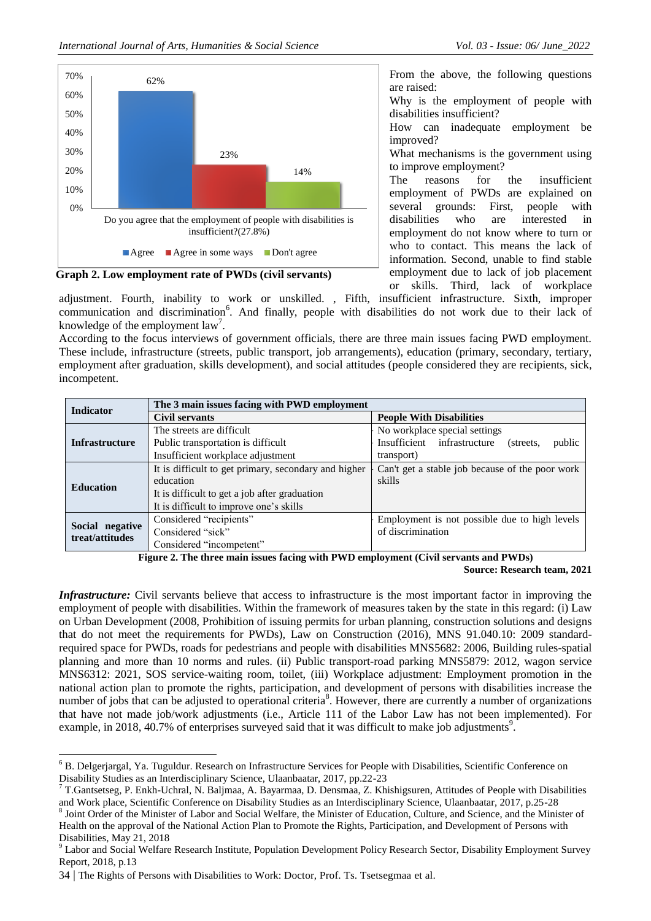70%
60%
50%
40%
30%
20%
10%
0%

62%

23%

14%

Do you agree that the employment of people with disabilities is insufficient?(27.8%)

■ Agree ■ Agree in some ways ■ Don't agree

**Graph 2. Low employment rate of PWDs (civil servants)**

From the above, the following questions are raised:

Why is the employment of people with disabilities insufficient?

How can inadequate employment be improved?

What mechanisms is the government using to improve employment?

The reasons for the insufficient employment of PWDs are explained on several grounds: First, people with disabilities who are interested in employment do not know where to turn or who to contact. This means the lack of information. Second, unable to find stable employment due to lack of job placement or skills. Third, lack of workplace adjustment. Fourth, inability to work or unskilled. , Fifth, insufficient infrastructure. Sixth, improper communication and discrimination[6]. And finally, people with disabilities do not work due to their lack of knowledge of the employment law[7].

According to the focus interviews of government officials, there are three main issues facing PWD employment. These include, infrastructure (streets, public transport, job arrangements), education (primary, secondary, tertiary, employment after graduation, skills development), and social attitudes (people considered they are recipients, sick, incompetent.

| Indicator | The 3 main issues facing with PWD employment | |
|---|---|---|
| | **Civil servants** | **People With Disabilities** |
| **Infrastructure** | The streets are difficult<br>Public transportation is difficult<br>Insufficient workplace adjustment | No workplace special settings<br>Insufficient infrastructure (streets, public transport) |
| **Education** | It is difficult to get primary, secondary and higher education<br>It is difficult to get a job after graduation<br>It is difficult to improve one's skills | Can't get a stable job because of the poor work skills |
| **Social negative treat/attitudes** | Considered "recipients"<br>Considered "sick"<br>Considered "incompetent" | Employment is not possible due to high levels of discrimination |

**Figure 2. The three main issues facing with PWD employment (Civil servants and PWDs)**

**Source: Research team, 2021**

***Infrastructure:*** Civil servants believe that access to infrastructure is the most important factor in improving the employment of people with disabilities. Within the framework of measures taken by the state in this regard: (i) Law on Urban Development (2008, Prohibition of issuing permits for urban planning, construction solutions and designs that do not meet the requirements for PWDs), Law on Construction (2016), MNS 91.040.10: 2009 standard-required space for PWDs, roads for pedestrians and people with disabilities MNS5682: 2006, Building rules-spatial planning and more than 10 norms and rules. (ii) Public transport-road parking MNS5879: 2012, wagon service MNS6312: 2021, SOS service-waiting room, toilet, (iii) Workplace adjustment: Employment promotion in the national action plan to promote the rights, participation, and development of persons with disabilities increase the number of jobs that can be adjusted to operational criteria[8]. However, there are currently a number of organizations that have not made job/work adjustments (i.e., Article 111 of the Labor Law has not been implemented). For example, in 2018, 40.7% of enterprises surveyed said that it was difficult to make job adjustments[9].

[6] B. Delgerjargal, Ya. Tuguldur. Research on Infrastructure Services for People with Disabilities, Scientific Conference on Disability Studies as an Interdisciplinary Science, Ulaanbaatar, 2017, pp.22-23

[7] T.Gantsetseg, P. Enkh-Uchral, N. Baljmaa, A. Bayarmaa, D. Densmaa, Z. Khishigsuren, Attitudes of People with Disabilities and Work place, Scientific Conference on Disability Studies as an Interdisciplinary Science, Ulaanbaatar, 2017, p.25-28

[8] Joint Order of the Minister of Labor and Social Welfare, the Minister of Education, Culture, and Science, and the Minister of Health on the approval of the National Action Plan to Promote the Rights, Participation, and Development of Persons with Disabilities, May 21, 2018

[9] Labor and Social Welfare Research Institute, Population Development Policy Research Sector, Disability Employment Survey Report, 2018, p.13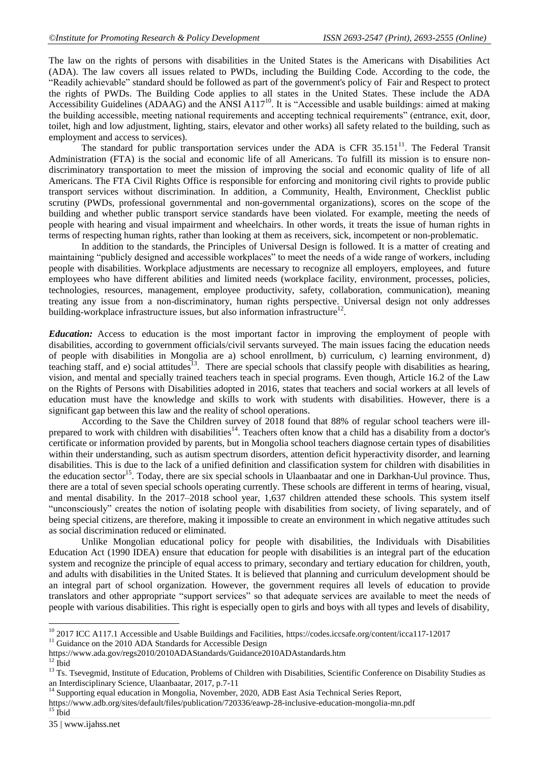The law on the rights of persons with disabilities in the United States is the Americans with Disabilities Act (ADA). The law covers all issues related to PWDs, including the Building Code. According to the code, the "Readily achievable" standard should be followed as part of the government's policy of Fair and Respect to protect the rights of PWDs. The Building Code applies to all states in the United States. These include the ADA Accessibility Guidelines (ADAAG) and the ANSI A117[10]. It is "Accessible and usable buildings: aimed at making the building accessible, meeting national requirements and accepting technical requirements" (entrance, exit, door, toilet, high and low adjustment, lighting, stairs, elevator and other works) all safety related to the building, such as employment and access to services).

The standard for public transportation services under the ADA is CFR 35.151[11]. The Federal Transit Administration (FTA) is the social and economic life of all Americans. To fulfill its mission is to ensure non-discriminatory transportation to meet the mission of improving the social and economic quality of life of all Americans. The FTA Civil Rights Office is responsible for enforcing and monitoring civil rights to provide public transport services without discrimination. In addition, a Community, Health, Environment, Checklist public scrutiny (PWDs, professional governmental and non-governmental organizations), scores on the scope of the building and whether public transport service standards have been violated. For example, meeting the needs of people with hearing and visual impairment and wheelchairs. In other words, it treats the issue of human rights in terms of respecting human rights, rather than looking at them as receivers, sick, incompetent or non-problematic.

In addition to the standards, the Principles of Universal Design is followed. It is a matter of creating and maintaining "publicly designed and accessible workplaces" to meet the needs of a wide range of workers, including people with disabilities. Workplace adjustments are necessary to recognize all employers, employees, and future employees who have different abilities and limited needs (workplace facility, environment, processes, policies, technologies, resources, management, employee productivity, safety, collaboration, communication), meaning treating any issue from a non-discriminatory, human rights perspective. Universal design not only addresses building-workplace infrastructure issues, but also information infrastructure[12].

***Education:*** Access to education is the most important factor in improving the employment of people with disabilities, according to government officials/civil servants surveyed. The main issues facing the education needs of people with disabilities in Mongolia are a) school enrollment, b) curriculum, c) learning environment, d) teaching staff, and e) social attitudes[13]. There are special schools that classify people with disabilities as hearing, vision, and mental and specially trained teachers teach in special programs. Even though, Article 16.2 of the Law on the Rights of Persons with Disabilities adopted in 2016, states that teachers and social workers at all levels of education must have the knowledge and skills to work with students with disabilities. However, there is a significant gap between this law and the reality of school operations.

According to the Save the Children survey of 2018 found that 88% of regular school teachers were ill-prepared to work with children with disabilities[14]. Teachers often know that a child has a disability from a doctor's certificate or information provided by parents, but in Mongolia school teachers diagnose certain types of disabilities within their understanding, such as autism spectrum disorders, attention deficit hyperactivity disorder, and learning disabilities. This is due to the lack of a unified definition and classification system for children with disabilities in the education sector[15]. Today, there are six special schools in Ulaanbaatar and one in Darkhan-Uul province. Thus, there are a total of seven special schools operating currently. These schools are different in terms of hearing, visual, and mental disability. In the 2017–2018 school year, 1,637 children attended these schools. This system itself "unconsciously" creates the notion of isolating people with disabilities from society, of living separately, and of being special citizens, are therefore, making it impossible to create an environment in which negative attitudes such as social discrimination reduced or eliminated.

Unlike Mongolian educational policy for people with disabilities, the Individuals with Disabilities Education Act (1990 IDEA) ensure that education for people with disabilities is an integral part of the education system and recognize the principle of equal access to primary, secondary and tertiary education for children, youth, and adults with disabilities in the United States. It is believed that planning and curriculum development should be an integral part of school organization. However, the government requires all levels of education to provide translators and other appropriate "support services" so that adequate services are available to meet the needs of people with various disabilities. This right is especially open to girls and boys with all types and levels of disability,

---

[10] 2017 ICC A117.1 Accessible and Usable Buildings and Facilities, https://codes.iccsafe.org/content/icca117-12017

[11] Guidance on the 2010 ADA Standards for Accessible Design https://www.ada.gov/regs2010/2010ADAStandards/Guidance2010ADAstandards.htm

[12] Ibid

[13] Ts. Tsevegmid, Institute of Education, Problems of Children with Disabilities, Scientific Conference on Disability Studies as an Interdisciplinary Science, Ulaanbaatar, 2017, p.7-11

[14] Supporting equal education in Mongolia, November, 2020, ADB East Asia Technical Series Report, https://www.adb.org/sites/default/files/publication/720336/eawp-28-inclusive-education-mongolia-mn.pdf

[15] Ibid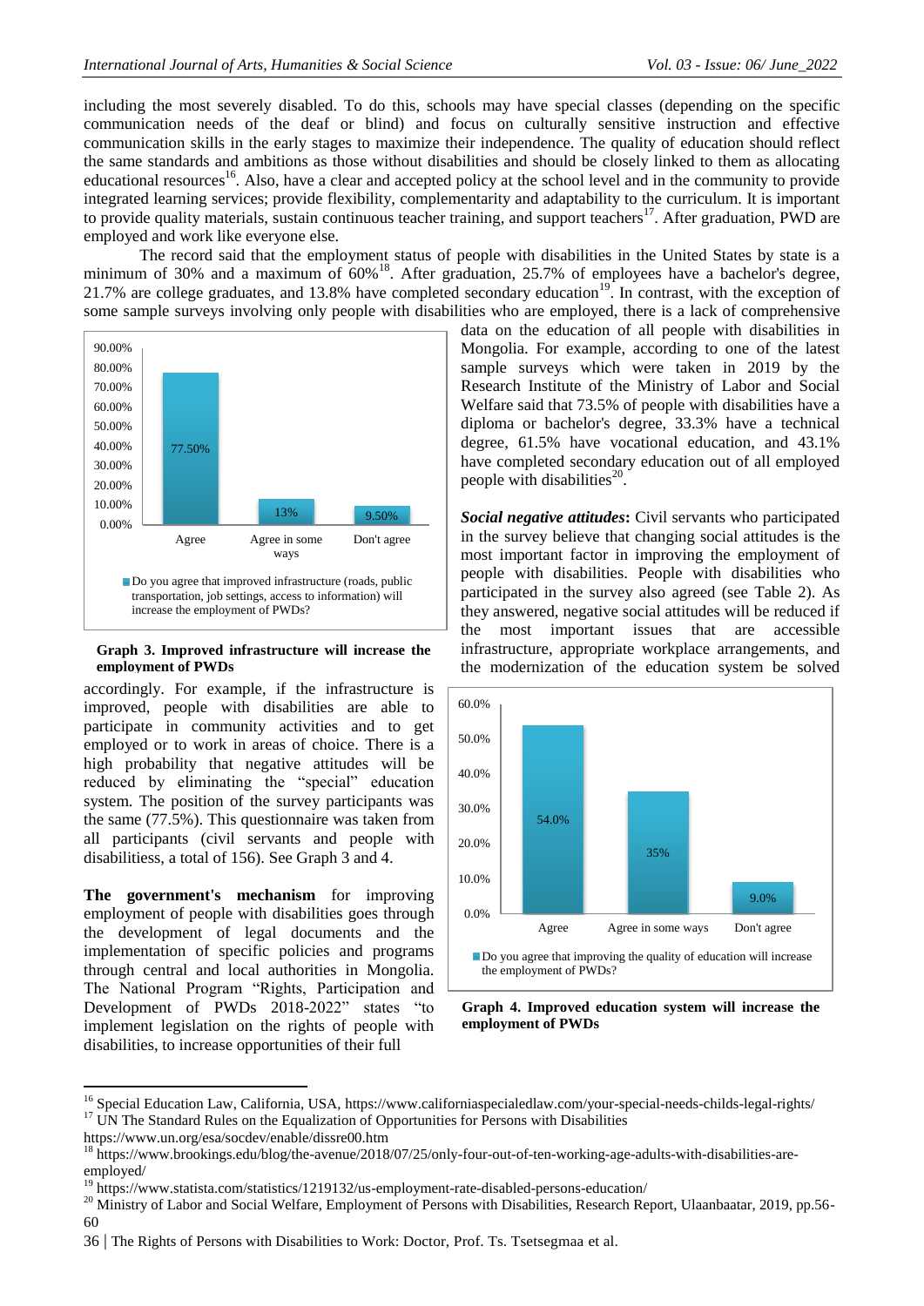including the most severely disabled. To do this, schools may have special classes (depending on the specific communication needs of the deaf or blind) and focus on culturally sensitive instruction and effective communication skills in the early stages to maximize their independence. The quality of education should reflect the same standards and ambitions as those without disabilities and should be closely linked to them as allocating educational resources[16]. Also, have a clear and accepted policy at the school level and in the community to provide integrated learning services; provide flexibility, complementarity and adaptability to the curriculum. It is important to provide quality materials, sustain continuous teacher training, and support teachers[17]. After graduation, PWD are employed and work like everyone else.

The record said that the employment status of people with disabilities in the United States by state is a minimum of 30% and a maximum of 60%[18]. After graduation, 25.7% of employees have a bachelor's degree, 21.7% are college graduates, and 13.8% have completed secondary education[19]. In contrast, with the exception of some sample surveys involving only people with disabilities who are employed, there is a lack of comprehensive data on the education of all people with disabilities in Mongolia. For example, according to one of the latest sample surveys which were taken in 2019 by the Research Institute of the Ministry of Labor and Social Welfare said that 73.5% of people with disabilities have a diploma or bachelor's degree, 33.3% have a technical degree, 61.5% have vocational education, and 43.1% have completed secondary education out of all employed people with disabilities[20].

| | Agree | Agree in some ways | Don't agree |
|---|---|---|---|
| Do you agree that improved infrastructure (roads, public transportation, job settings, access to information) will increase the employment of PWDs? | 77.50% | 13% | 9.50% |

**Graph 3. Improved infrastructure will increase the employment of PWDs**

***Social negative attitudes***: Civil servants who participated in the survey believe that changing social attitudes is the most important factor in improving the employment of people with disabilities. People with disabilities who participated in the survey also agreed (see Table 2). As they answered, negative social attitudes will be reduced if the most important issues that are accessible infrastructure, appropriate workplace arrangements, and the modernization of the education system be solved accordingly. For example, if the infrastructure is improved, people with disabilities are able to participate in community activities and to get employed or to work in areas of choice. There is a high probability that negative attitudes will be reduced by eliminating the "special" education system. The position of the survey participants was the same (77.5%). This questionnaire was taken from all participants (civil servants and people with disabilitiess, a total of 156). See Graph 3 and 4.

| | Agree | Agree in some ways | Don't agree |
|---|---|---|---|
| Do you agree that improving the quality of education will increase the employment of PWDs? | 54.0% | 35% | 9.0% |

**Graph 4. Improved education system will increase the employment of PWDs**

**The government's mechanism** for improving employment of people with disabilities goes through the development of legal documents and the implementation of specific policies and programs through central and local authorities in Mongolia. The National Program "Rights, Participation and Development of PWDs 2018-2022" states "to implement legislation on the rights of people with disabilities, to increase opportunities of their full

---

[16] Special Education Law, California, USA, https://www.californiaspecialedlaw.com/your-special-needs-childs-legal-rights/

[17] UN The Standard Rules on the Equalization of Opportunities for Persons with Disabilities https://www.un.org/esa/socdev/enable/dissre00.htm

[18] https://www.brookings.edu/blog/the-avenue/2018/07/25/only-four-out-of-ten-working-age-adults-with-disabilities-are-employed/

[19] https://www.statista.com/statistics/1219132/us-employment-rate-disabled-persons-education/

[20] Ministry of Labor and Social Welfare, Employment of Persons with Disabilities, Research Report, Ulaanbaatar, 2019, pp.56-60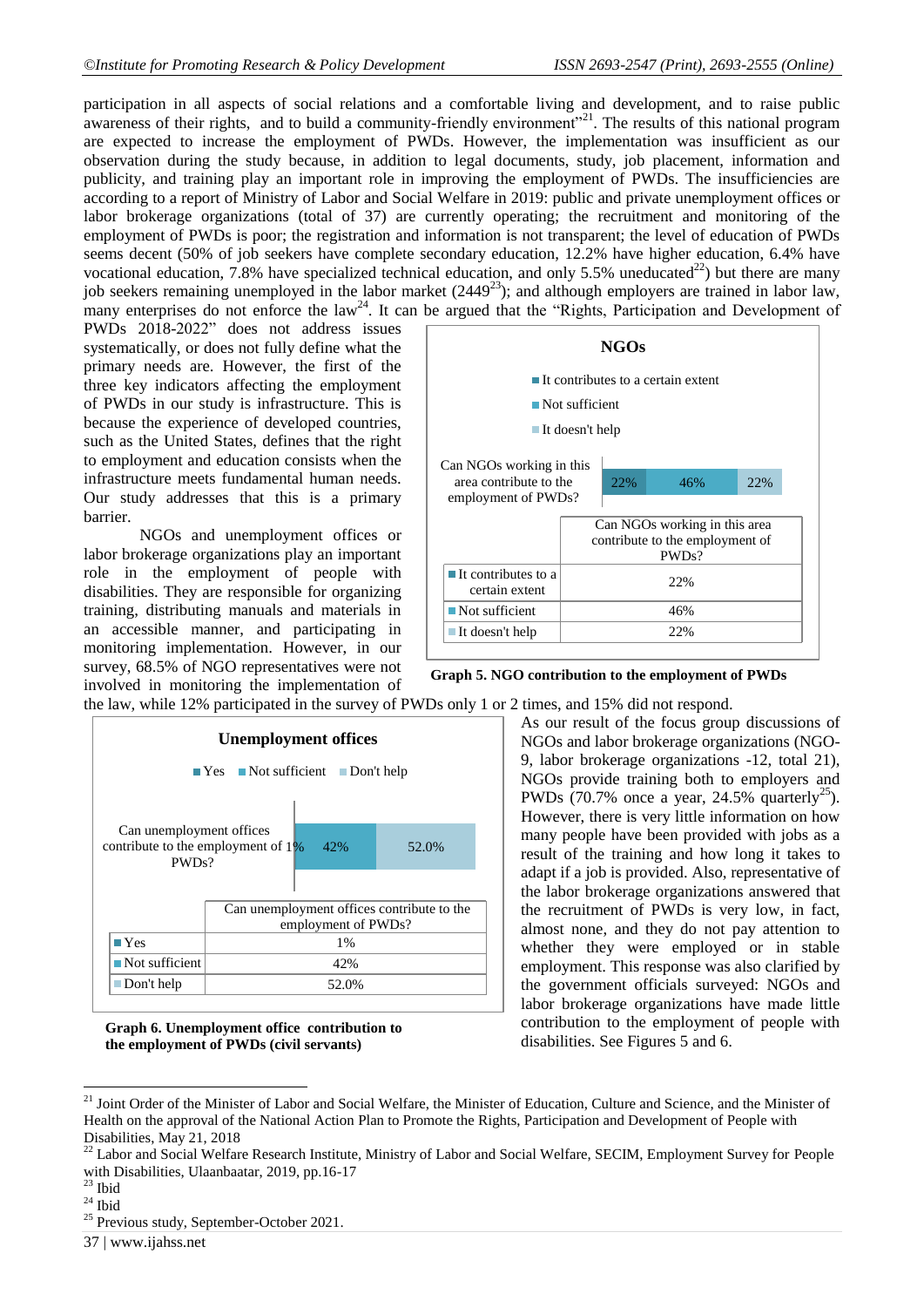participation in all aspects of social relations and a comfortable living and development, and to raise public awareness of their rights, and to build a community-friendly environment"[21]. The results of this national program are expected to increase the employment of PWDs. However, the implementation was insufficient as our observation during the study because, in addition to legal documents, study, job placement, information and publicity, and training play an important role in improving the employment of PWDs. The insufficiencies are according to a report of Ministry of Labor and Social Welfare in 2019: public and private unemployment offices or labor brokerage organizations (total of 37) are currently operating; the recruitment and monitoring of the employment of PWDs is poor; the registration and information is not transparent; the level of education of PWDs seems decent (50% of job seekers have complete secondary education, 12.2% have higher education, 6.4% have vocational education, 7.8% have specialized technical education, and only 5.5% uneducated[22]) but there are many job seekers remaining unemployed in the labor market (2449[23]); and although employers are trained in labor law, many enterprises do not enforce the law[24]. It can be argued that the "Rights, Participation and Development of PWDs 2018-2022" does not address issues systematically, or does not fully define what the primary needs are. However, the first of the three key indicators affecting the employment of PWDs in our study is infrastructure. This is because the experience of developed countries, such as the United States, defines that the right to employment and education consists when the infrastructure meets fundamental human needs. Our study addresses that this is a primary barrier.

NGOs and unemployment offices or labor brokerage organizations play an important role in the employment of people with disabilities. They are responsible for organizing training, distributing manuals and materials in an accessible manner, and participating in monitoring implementation. However, in our survey, 68.5% of NGO representatives were not involved in monitoring the implementation of the law, while 12% participated in the survey of PWDs only 1 or 2 times, and 15% did not respond.

**NGOs**

| | Can NGOs working in this area contribute to the employment of PWDs? |
|---|---|
| It contributes to a certain extent | 22% |
| Not sufficient | 46% |
| It doesn't help | 22% |

**Graph 5. NGO contribution to the employment of PWDs**

**Unemployment offices**

| | Can unemployment offices contribute to the employment of PWDs? |
|---|---|
| Yes | 1% |
| Not sufficient | 42% |
| Don't help | 52.0% |

**Graph 6. Unemployment office contribution to the employment of PWDs (civil servants)**

As our result of the focus group discussions of NGOs and labor brokerage organizations (NGO-9, labor brokerage organizations -12, total 21), NGOs provide training both to employers and PWDs (70.7% once a year, 24.5% quarterly[25]). However, there is very little information on how many people have been provided with jobs as a result of the training and how long it takes to adapt if a job is provided. Also, representative of the labor brokerage organizations answered that the recruitment of PWDs is very low, in fact, almost none, and they do not pay attention to whether they were employed or in stable employment. This response was also clarified by the government officials surveyed: NGOs and labor brokerage organizations have made little contribution to the employment of people with disabilities. See Figures 5 and 6.

---

[21] Joint Order of the Minister of Labor and Social Welfare, the Minister of Education, Culture and Science, and the Minister of Health on the approval of the National Action Plan to Promote the Rights, Participation and Development of People with Disabilities, May 21, 2018

[22] Labor and Social Welfare Research Institute, Ministry of Labor and Social Welfare, SECIM, Employment Survey for People with Disabilities, Ulaanbaatar, 2019, pp.16-17

[23] Ibid

[24] Ibid

[25] Previous study, September-October 2021.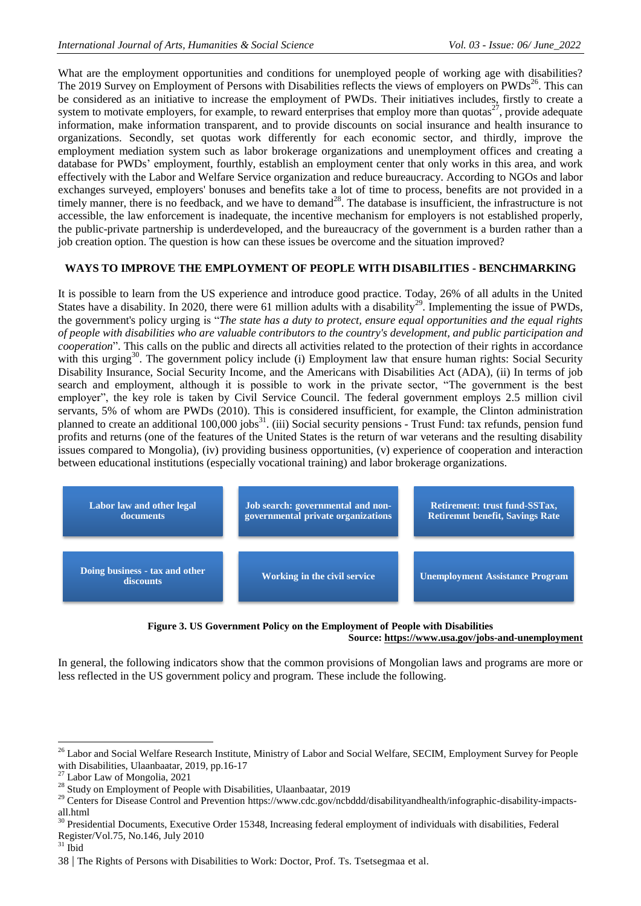What are the employment opportunities and conditions for unemployed people of working age with disabilities? The 2019 Survey on Employment of Persons with Disabilities reflects the views of employers on PWDs[26]. This can be considered as an initiative to increase the employment of PWDs. Their initiatives includes, firstly to create a system to motivate employers, for example, to reward enterprises that employ more than quotas[27], provide adequate information, make information transparent, and to provide discounts on social insurance and health insurance to organizations. Secondly, set quotas work differently for each economic sector, and thirdly, improve the employment mediation system such as labor brokerage organizations and unemployment offices and creating a database for PWDs' employment, fourthly, establish an employment center that only works in this area, and work effectively with the Labor and Welfare Service organization and reduce bureaucracy. According to NGOs and labor exchanges surveyed, employers' bonuses and benefits take a lot of time to process, benefits are not provided in a timely manner, there is no feedback, and we have to demand[28]. The database is insufficient, the infrastructure is not accessible, the law enforcement is inadequate, the incentive mechanism for employers is not established properly, the public-private partnership is underdeveloped, and the bureaucracy of the government is a burden rather than a job creation option. The question is how can these issues be overcome and the situation improved?

## WAYS TO IMPROVE THE EMPLOYMENT OF PEOPLE WITH DISABILITIES - BENCHMARKING

It is possible to learn from the US experience and introduce good practice. Today, 26% of all adults in the United States have a disability. In 2020, there were 61 million adults with a disability[29]. Implementing the issue of PWDs, the government's policy urging is "*The state has a duty to protect, ensure equal opportunities and the equal rights of people with disabilities who are valuable contributors to the country's development, and public participation and cooperation*". This calls on the public and directs all activities related to the protection of their rights in accordance with this urging[30]. The government policy include (i) Employment law that ensure human rights: Social Security Disability Insurance, Social Security Income, and the Americans with Disabilities Act (ADA), (ii) In terms of job search and employment, although it is possible to work in the private sector, "The government is the best employer", the key role is taken by Civil Service Council. The federal government employs 2.5 million civil servants, 5% of whom are PWDs (2010). This is considered insufficient, for example, the Clinton administration planned to create an additional 100,000 jobs[31]. (iii) Social security pensions - Trust Fund: tax refunds, pension fund profits and returns (one of the features of the United States is the return of war veterans and the resulting disability issues compared to Mongolia), (iv) providing business opportunities, (v) experience of cooperation and interaction between educational institutions (especially vocational training) and labor brokerage organizations.

| Labor law and other legal documents | Job search: governmental and non-governmental private organizations | Retirement: trust fund-SSTax, Retiremnt benefit, Savings Rate |
|---|---|---|
| Doing business - tax and other discounts | Working in the civil service | Unemployment Assistance Program |

**Figure 3. US Government Policy on the Employment of People with Disabilities**
**Source: https://www.usa.gov/jobs-and-unemployment**

In general, the following indicators show that the common provisions of Mongolian laws and programs are more or less reflected in the US government policy and program. These include the following.

---

[26] Labor and Social Welfare Research Institute, Ministry of Labor and Social Welfare, SECIM, Employment Survey for People with Disabilities, Ulaanbaatar, 2019, pp.16-17

[27] Labor Law of Mongolia, 2021

[28] Study on Employment of People with Disabilities, Ulaanbaatar, 2019

[29] Centers for Disease Control and Prevention https://www.cdc.gov/ncbddd/disabilityandhealth/infographic-disability-impacts-all.html

[30] Presidential Documents, Executive Order 15348, Increasing federal employment of individuals with disabilities, Federal Register/Vol.75, No.146, July 2010

[31] Ibid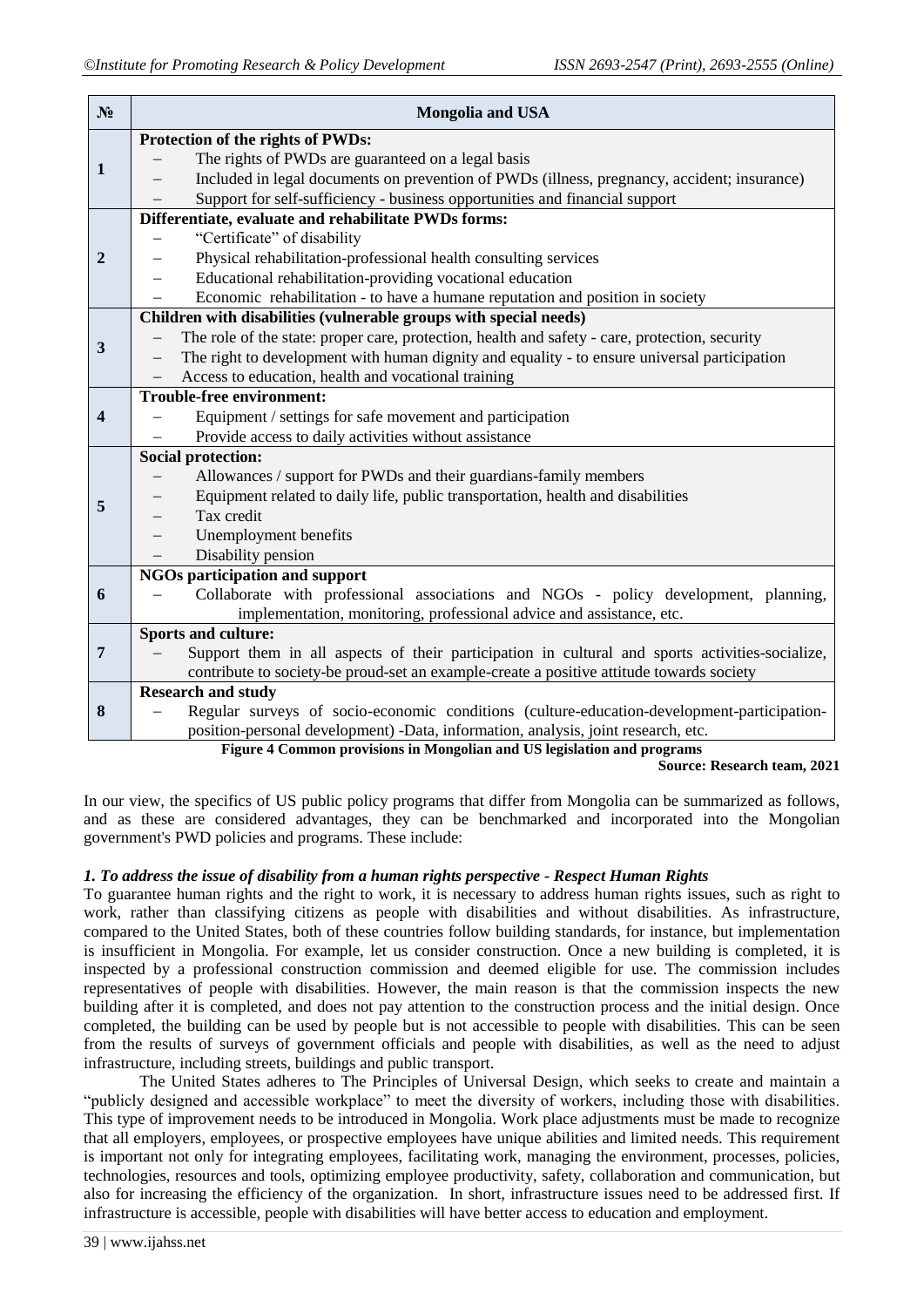| № | Mongolia and USA |
|---|---|
| 1 | **Protection of the rights of PWDs:**<br>– The rights of PWDs are guaranteed on a legal basis<br>– Included in legal documents on prevention of PWDs (illness, pregnancy, accident; insurance)<br>– Support for self-sufficiency - business opportunities and financial support |
| 2 | **Differentiate, evaluate and rehabilitate PWDs forms:**<br>– "Certificate" of disability<br>– Physical rehabilitation-professional health consulting services<br>– Educational rehabilitation-providing vocational education<br>– Economic rehabilitation - to have a humane reputation and position in society |
| 3 | **Children with disabilities (vulnerable groups with special needs)**<br>– The role of the state: proper care, protection, health and safety - care, protection, security<br>– The right to development with human dignity and equality - to ensure universal participation<br>– Access to education, health and vocational training |
| 4 | **Trouble-free environment:**<br>– Equipment / settings for safe movement and participation<br>– Provide access to daily activities without assistance |
| 5 | **Social protection:**<br>– Allowances / support for PWDs and their guardians-family members<br>– Equipment related to daily life, public transportation, health and disabilities<br>– Tax credit<br>– Unemployment benefits<br>– Disability pension |
| 6 | **NGOs participation and support**<br>– Collaborate with professional associations and NGOs - policy development, planning, implementation, monitoring, professional advice and assistance, etc. |
| 7 | **Sports and culture:**<br>– Support them in all aspects of their participation in cultural and sports activities-socialize, contribute to society-be proud-set an example-create a positive attitude towards society |
| 8 | **Research and study**<br>– Regular surveys of socio-economic conditions (culture-education-development-participation-position-personal development) -Data, information, analysis, joint research, etc. |

**Figure 4 Common provisions in Mongolian and US legislation and programs**

**Source: Research team, 2021**

In our view, the specifics of US public policy programs that differ from Mongolia can be summarized as follows, and as these are considered advantages, they can be benchmarked and incorporated into the Mongolian government's PWD policies and programs. These include:

***1. To address the issue of disability from a human rights perspective - Respect Human Rights***

To guarantee human rights and the right to work, it is necessary to address human rights issues, such as right to work, rather than classifying citizens as people with disabilities and without disabilities. As infrastructure, compared to the United States, both of these countries follow building standards, for instance, but implementation is insufficient in Mongolia. For example, let us consider construction. Once a new building is completed, it is inspected by a professional construction commission and deemed eligible for use. The commission includes representatives of people with disabilities. However, the main reason is that the commission inspects the new building after it is completed, and does not pay attention to the construction process and the initial design. Once completed, the building can be used by people but is not accessible to people with disabilities. This can be seen from the results of surveys of government officials and people with disabilities, as well as the need to adjust infrastructure, including streets, buildings and public transport.

The United States adheres to The Principles of Universal Design, which seeks to create and maintain a "publicly designed and accessible workplace" to meet the diversity of workers, including those with disabilities. This type of improvement needs to be introduced in Mongolia. Work place adjustments must be made to recognize that all employers, employees, or prospective employees have unique abilities and limited needs. This requirement is important not only for integrating employees, facilitating work, managing the environment, processes, policies, technologies, resources and tools, optimizing employee productivity, safety, collaboration and communication, but also for increasing the efficiency of the organization. In short, infrastructure issues need to be addressed first. If infrastructure is accessible, people with disabilities will have better access to education and employment.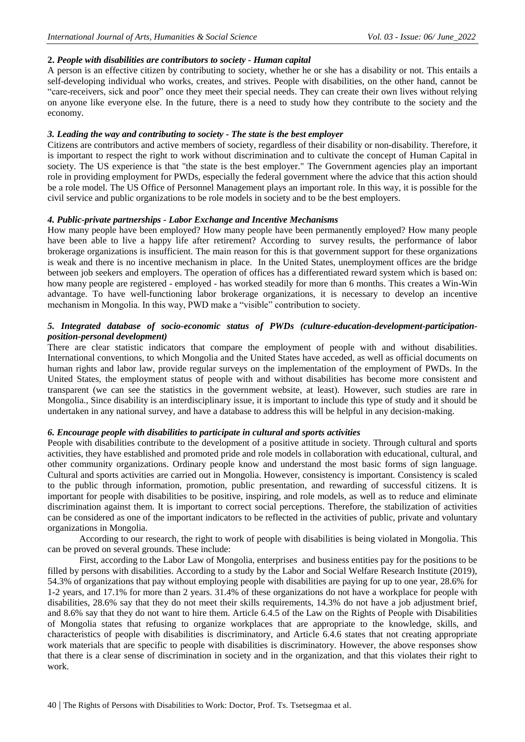**2. *People with disabilities are contributors to society - Human capital***

A person is an effective citizen by contributing to society, whether he or she has a disability or not. This entails a self-developing individual who works, creates, and strives. People with disabilities, on the other hand, cannot be "care-receivers, sick and poor" once they meet their special needs. They can create their own lives without relying on anyone like everyone else. In the future, there is a need to study how they contribute to the society and the economy.

***3. Leading the way and contributing to society - The state is the best employer***

Citizens are contributors and active members of society, regardless of their disability or non-disability. Therefore, it is important to respect the right to work without discrimination and to cultivate the concept of Human Capital in society. The US experience is that "the state is the best employer." The Government agencies play an important role in providing employment for PWDs, especially the federal government where the advice that this action should be a role model. The US Office of Personnel Management plays an important role. In this way, it is possible for the civil service and public organizations to be role models in society and to be the best employers.

***4. Public-private partnerships - Labor Exchange and Incentive Mechanisms***

How many people have been employed? How many people have been permanently employed? How many people have been able to live a happy life after retirement? According to survey results, the performance of labor brokerage organizations is insufficient. The main reason for this is that government support for these organizations is weak and there is no incentive mechanism in place. In the United States, unemployment offices are the bridge between job seekers and employers. The operation of offices has a differentiated reward system which is based on: how many people are registered - employed - has worked steadily for more than 6 months. This creates a Win-Win advantage. To have well-functioning labor brokerage organizations, it is necessary to develop an incentive mechanism in Mongolia. In this way, PWD make a "visible" contribution to society.

***5. Integrated database of socio-economic status of PWDs (culture-education-development-participation-position-personal development)***

There are clear statistic indicators that compare the employment of people with and without disabilities. International conventions, to which Mongolia and the United States have acceded, as well as official documents on human rights and labor law, provide regular surveys on the implementation of the employment of PWDs. In the United States, the employment status of people with and without disabilities has become more consistent and transparent (we can see the statistics in the government website, at least). However, such studies are rare in Mongolia., Since disability is an interdisciplinary issue, it is important to include this type of study and it should be undertaken in any national survey, and have a database to address this will be helpful in any decision-making.

***6. Encourage people with disabilities to participate in cultural and sports activities***

People with disabilities contribute to the development of a positive attitude in society. Through cultural and sports activities, they have established and promoted pride and role models in collaboration with educational, cultural, and other community organizations. Ordinary people know and understand the most basic forms of sign language. Cultural and sports activities are carried out in Mongolia. However, consistency is important. Consistency is scaled to the public through information, promotion, public presentation, and rewarding of successful citizens. It is important for people with disabilities to be positive, inspiring, and role models, as well as to reduce and eliminate discrimination against them. It is important to correct social perceptions. Therefore, the stabilization of activities can be considered as one of the important indicators to be reflected in the activities of public, private and voluntary organizations in Mongolia.

According to our research, the right to work of people with disabilities is being violated in Mongolia. This can be proved on several grounds. These include:

First, according to the Labor Law of Mongolia, enterprises and business entities pay for the positions to be filled by persons with disabilities. According to a study by the Labor and Social Welfare Research Institute (2019), 54.3% of organizations that pay without employing people with disabilities are paying for up to one year, 28.6% for 1-2 years, and 17.1% for more than 2 years. 31.4% of these organizations do not have a workplace for people with disabilities, 28.6% say that they do not meet their skills requirements, 14.3% do not have a job adjustment brief, and 8.6% say that they do not want to hire them. Article 6.4.5 of the Law on the Rights of People with Disabilities of Mongolia states that refusing to organize workplaces that are appropriate to the knowledge, skills, and characteristics of people with disabilities is discriminatory, and Article 6.4.6 states that not creating appropriate work materials that are specific to people with disabilities is discriminatory. However, the above responses show that there is a clear sense of discrimination in society and in the organization, and that this violates their right to work.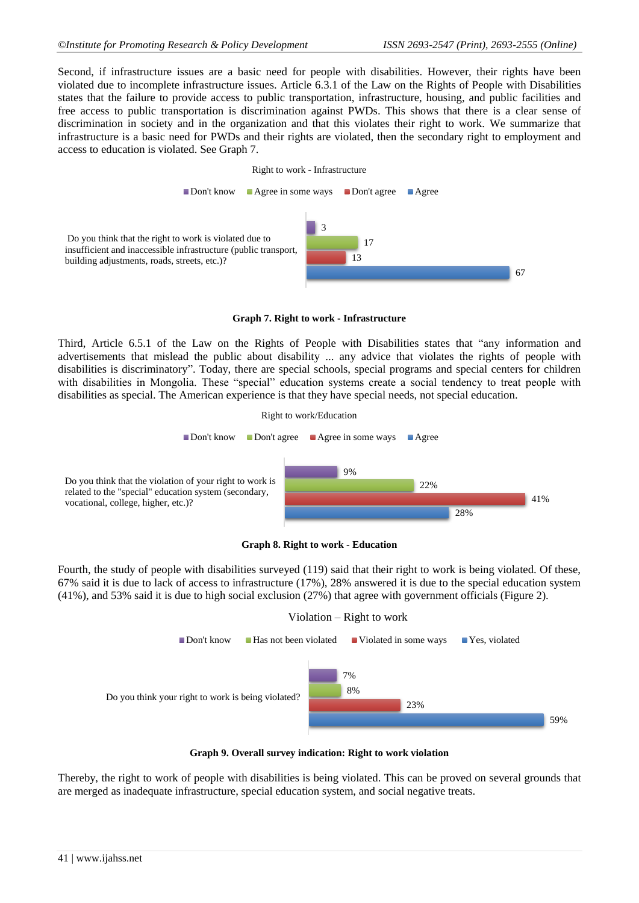Second, if infrastructure issues are a basic need for people with disabilities. However, their rights have been violated due to incomplete infrastructure issues. Article 6.3.1 of the Law on the Rights of People with Disabilities states that the failure to provide access to public transportation, infrastructure, housing, and public facilities and free access to public transportation is discrimination against PWDs. This shows that there is a clear sense of discrimination in society and in the organization and that this violates their right to work. We summarize that infrastructure is a basic need for PWDs and their rights are violated, then the secondary right to employment and access to education is violated. See Graph 7.

Right to work - Infrastructure

| Do you think that the right to work is violated due to insufficient and inaccessible infrastructure (public transport, building adjustments, roads, streets, etc.)? | Value |
|---|---|
| Don't know | 3 |
| Agree in some ways | 17 |
| Don't agree | 13 |
| Agree | 67 |

**Graph 7. Right to work - Infrastructure**

Third, Article 6.5.1 of the Law on the Rights of People with Disabilities states that "any information and advertisements that mislead the public about disability ... any advice that violates the rights of people with disabilities is discriminatory". Today, there are special schools, special programs and special centers for children with disabilities in Mongolia. These "special" education systems create a social tendency to treat people with disabilities as special. The American experience is that they have special needs, not special education.

Right to work/Education

| Do you think that the violation of your right to work is related to the "special" education system (secondary, vocational, college, higher, etc.)? | Value |
|---|---|
| Don't know | 9% |
| Don't agree | 22% |
| Agree in some ways | 41% |
| Agree | 28% |

**Graph 8. Right to work - Education**

Fourth, the study of people with disabilities surveyed (119) said that their right to work is being violated. Of these, 67% said it is due to lack of access to infrastructure (17%), 28% answered it is due to the special education system (41%), and 53% said it is due to high social exclusion (27%) that agree with government officials (Figure 2).

Violation – Right to work

| Do you think your right to work is being violated? | Value |
|---|---|
| Don't know | 7% |
| Has not been violated | 8% |
| Violated in some ways | 23% |
| Yes, violated | 59% |

**Graph 9. Overall survey indication: Right to work violation**

Thereby, the right to work of people with disabilities is being violated. This can be proved on several grounds that are merged as inadequate infrastructure, special education system, and social negative treats.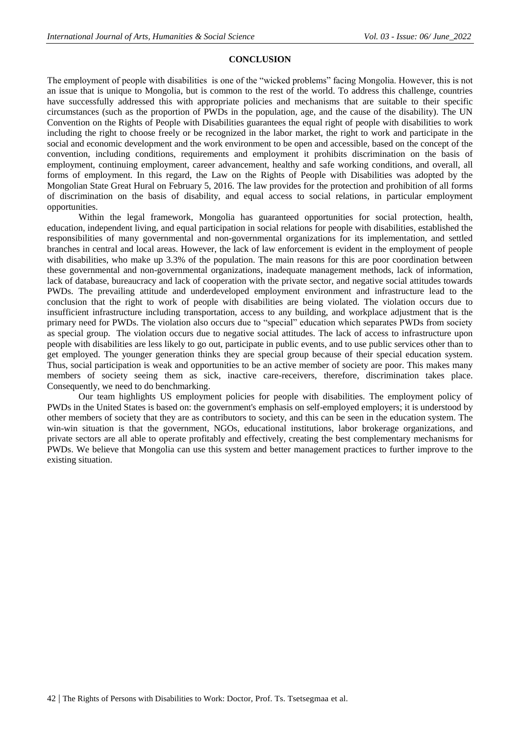## CONCLUSION

The employment of people with disabilities is one of the "wicked problems" facing Mongolia. However, this is not an issue that is unique to Mongolia, but is common to the rest of the world. To address this challenge, countries have successfully addressed this with appropriate policies and mechanisms that are suitable to their specific circumstances (such as the proportion of PWDs in the population, age, and the cause of the disability). The UN Convention on the Rights of People with Disabilities guarantees the equal right of people with disabilities to work including the right to choose freely or be recognized in the labor market, the right to work and participate in the social and economic development and the work environment to be open and accessible, based on the concept of the convention, including conditions, requirements and employment it prohibits discrimination on the basis of employment, continuing employment, career advancement, healthy and safe working conditions, and overall, all forms of employment. In this regard, the Law on the Rights of People with Disabilities was adopted by the Mongolian State Great Hural on February 5, 2016. The law provides for the protection and prohibition of all forms of discrimination on the basis of disability, and equal access to social relations, in particular employment opportunities.

Within the legal framework, Mongolia has guaranteed opportunities for social protection, health, education, independent living, and equal participation in social relations for people with disabilities, established the responsibilities of many governmental and non-governmental organizations for its implementation, and settled branches in central and local areas. However, the lack of law enforcement is evident in the employment of people with disabilities, who make up 3.3% of the population. The main reasons for this are poor coordination between these governmental and non-governmental organizations, inadequate management methods, lack of information, lack of database, bureaucracy and lack of cooperation with the private sector, and negative social attitudes towards PWDs. The prevailing attitude and underdeveloped employment environment and infrastructure lead to the conclusion that the right to work of people with disabilities are being violated. The violation occurs due to insufficient infrastructure including transportation, access to any building, and workplace adjustment that is the primary need for PWDs. The violation also occurs due to "special" education which separates PWDs from society as special group. The violation occurs due to negative social attitudes. The lack of access to infrastructure upon people with disabilities are less likely to go out, participate in public events, and to use public services other than to get employed. The younger generation thinks they are special group because of their special education system. Thus, social participation is weak and opportunities to be an active member of society are poor. This makes many members of society seeing them as sick, inactive care-receivers, therefore, discrimination takes place. Consequently, we need to do benchmarking.

Our team highlights US employment policies for people with disabilities. The employment policy of PWDs in the United States is based on: the government's emphasis on self-employed employers; it is understood by other members of society that they are as contributors to society, and this can be seen in the education system. The win-win situation is that the government, NGOs, educational institutions, labor brokerage organizations, and private sectors are all able to operate profitably and effectively, creating the best complementary mechanisms for PWDs. We believe that Mongolia can use this system and better management practices to further improve to the existing situation.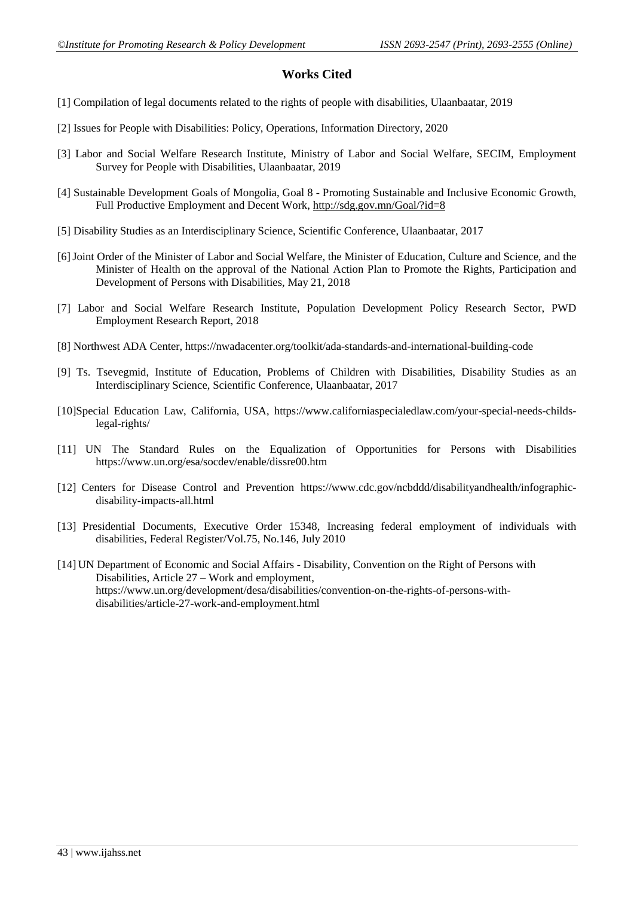## Works Cited

[1] Compilation of legal documents related to the rights of people with disabilities, Ulaanbaatar, 2019

[2] Issues for People with Disabilities: Policy, Operations, Information Directory, 2020

[3] Labor and Social Welfare Research Institute, Ministry of Labor and Social Welfare, SECIM, Employment Survey for People with Disabilities, Ulaanbaatar, 2019

[4] Sustainable Development Goals of Mongolia, Goal 8 - Promoting Sustainable and Inclusive Economic Growth, Full Productive Employment and Decent Work, http://sdg.gov.mn/Goal/?id=8

[5] Disability Studies as an Interdisciplinary Science, Scientific Conference, Ulaanbaatar, 2017

[6] Joint Order of the Minister of Labor and Social Welfare, the Minister of Education, Culture and Science, and the Minister of Health on the approval of the National Action Plan to Promote the Rights, Participation and Development of Persons with Disabilities, May 21, 2018

[7] Labor and Social Welfare Research Institute, Population Development Policy Research Sector, PWD Employment Research Report, 2018

[8] Northwest ADA Center, https://nwadacenter.org/toolkit/ada-standards-and-international-building-code

[9] Ts. Tsevegmid, Institute of Education, Problems of Children with Disabilities, Disability Studies as an Interdisciplinary Science, Scientific Conference, Ulaanbaatar, 2017

[10]Special Education Law, California, USA, https://www.californiaspecialedlaw.com/your-special-needs-childs-legal-rights/

[11] UN The Standard Rules on the Equalization of Opportunities for Persons with Disabilities https://www.un.org/esa/socdev/enable/dissre00.htm

[12] Centers for Disease Control and Prevention https://www.cdc.gov/ncbddd/disabilityandhealth/infographic-disability-impacts-all.html

[13] Presidential Documents, Executive Order 15348, Increasing federal employment of individuals with disabilities, Federal Register/Vol.75, No.146, July 2010

[14] UN Department of Economic and Social Affairs - Disability, Convention on the Right of Persons with Disabilities, Article 27 – Work and employment, https://www.un.org/development/desa/disabilities/convention-on-the-rights-of-persons-with-disabilities/article-27-work-and-employment.html